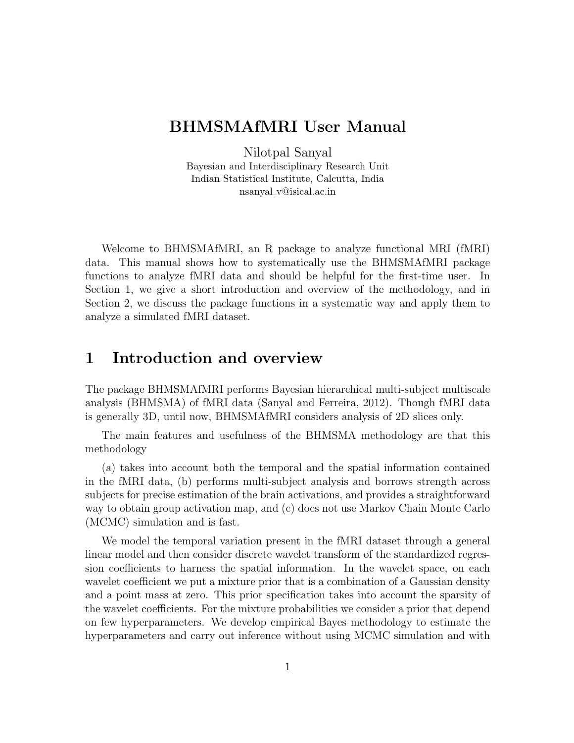# BHMSMAfMRI User Manual

Nilotpal Sanyal
Bayesian and Interdisciplinary Research Unit
Indian Statistical Institute, Calcutta, India
nsanyal_v@isical.ac.in

Welcome to BHMSMAfMRI, an R package to analyze functional MRI (fMRI) data. This manual shows how to systematically use the BHMSMAfMRI package functions to analyze fMRI data and should be helpful for the first-time user. In Section 1, we give a short introduction and overview of the methodology, and in Section 2, we discuss the package functions in a systematic way and apply them to analyze a simulated fMRI dataset.

## 1 Introduction and overview

The package BHMSMAfMRI performs Bayesian hierarchical multi-subject multiscale analysis (BHMSMA) of fMRI data (Sanyal and Ferreira, 2012). Though fMRI data is generally 3D, until now, BHMSMAfMRI considers analysis of 2D slices only.

The main features and usefulness of the BHMSMA methodology are that this methodology

(a) takes into account both the temporal and the spatial information contained in the fMRI data, (b) performs multi-subject analysis and borrows strength across subjects for precise estimation of the brain activations, and provides a straightforward way to obtain group activation map, and (c) does not use Markov Chain Monte Carlo (MCMC) simulation and is fast.

We model the temporal variation present in the fMRI dataset through a general linear model and then consider discrete wavelet transform of the standardized regression coefficients to harness the spatial information. In the wavelet space, on each wavelet coefficient we put a mixture prior that is a combination of a Gaussian density and a point mass at zero. This prior specification takes into account the sparsity of the wavelet coefficients. For the mixture probabilities we consider a prior that depend on few hyperparameters. We develop empirical Bayes methodology to estimate the hyperparameters and carry out inference without using MCMC simulation and with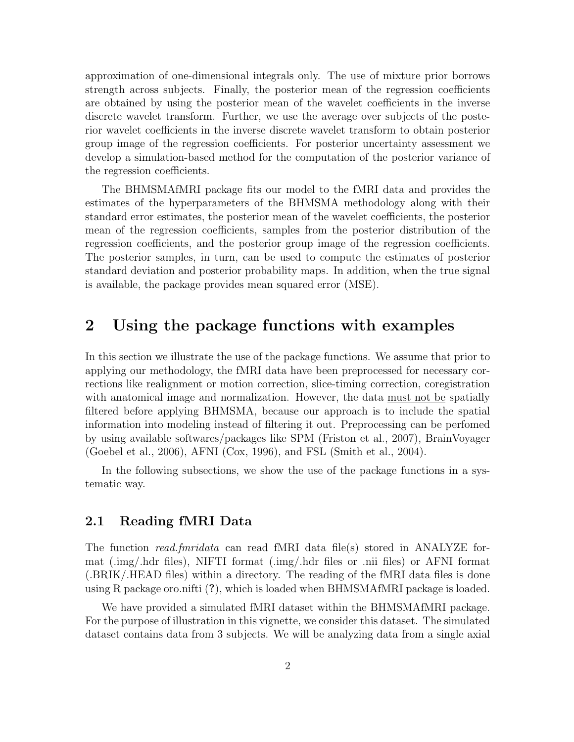approximation of one-dimensional integrals only. The use of mixture prior borrows strength across subjects. Finally, the posterior mean of the regression coefficients are obtained by using the posterior mean of the wavelet coefficients in the inverse discrete wavelet transform. Further, we use the average over subjects of the posterior wavelet coefficients in the inverse discrete wavelet transform to obtain posterior group image of the regression coefficients. For posterior uncertainty assessment we develop a simulation-based method for the computation of the posterior variance of the regression coefficients.

The BHMSMAfMRI package fits our model to the fMRI data and provides the estimates of the hyperparameters of the BHMSMA methodology along with their standard error estimates, the posterior mean of the wavelet coefficients, the posterior mean of the regression coefficients, samples from the posterior distribution of the regression coefficients, and the posterior group image of the regression coefficients. The posterior samples, in turn, can be used to compute the estimates of posterior standard deviation and posterior probability maps. In addition, when the true signal is available, the package provides mean squared error (MSE).

# 2 Using the package functions with examples

In this section we illustrate the use of the package functions. We assume that prior to applying our methodology, the fMRI data have been preprocessed for necessary corrections like realignment or motion correction, slice-timing correction, coregistration with anatomical image and normalization. However, the data <u>must not be</u> spatially filtered before applying BHMSMA, because our approach is to include the spatial information into modeling instead of filtering it out. Preprocessing can be perfomed by using available softwares/packages like SPM (Friston et al., 2007), BrainVoyager (Goebel et al., 2006), AFNI (Cox, 1996), and FSL (Smith et al., 2004).

In the following subsections, we show the use of the package functions in a systematic way.

## 2.1 Reading fMRI Data

The function *read.fmridata* can read fMRI data file(s) stored in ANALYZE format (.img/.hdr files), NIFTI format (.img/.hdr files or .nii files) or AFNI format (.BRIK/.HEAD files) within a directory. The reading of the fMRI data files is done using R package oro.nifti (**?**), which is loaded when BHMSMAfMRI package is loaded.

We have provided a simulated fMRI dataset within the BHMSMAfMRI package. For the purpose of illustration in this vignette, we consider this dataset. The simulated dataset contains data from 3 subjects. We will be analyzing data from a single axial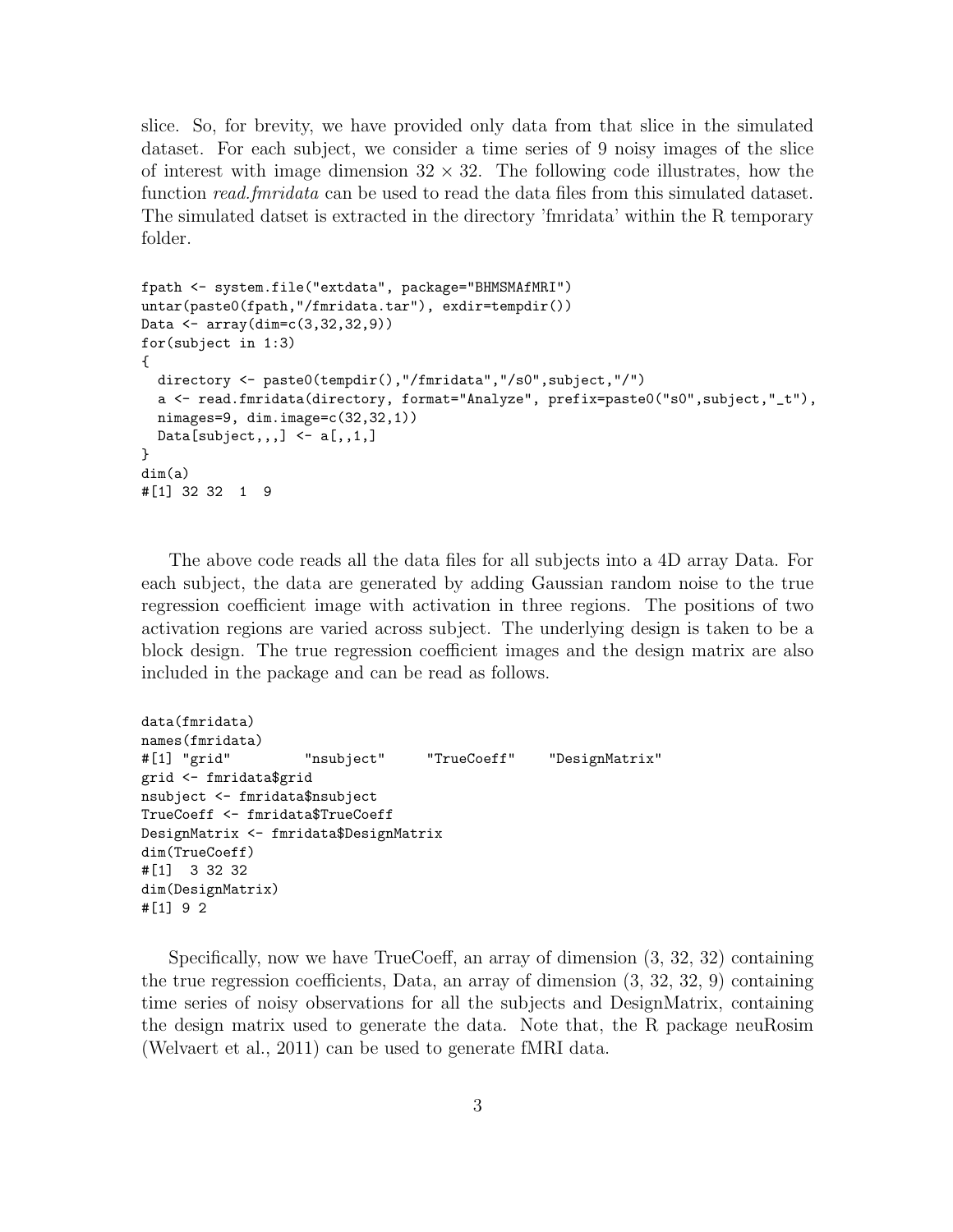slice. So, for brevity, we have provided only data from that slice in the simulated dataset. For each subject, we consider a time series of 9 noisy images of the slice of interest with image dimension $32 \times 32$. The following code illustrates, how the function *read.fmridata* can be used to read the data files from this simulated dataset. The simulated datset is extracted in the directory 'fmridata' within the R temporary folder.

```
fpath <- system.file("extdata", package="BHMSMAfMRI")
untar(paste0(fpath,"/fmridata.tar"), exdir=tempdir())
Data <- array(dim=c(3,32,32,9))
for(subject in 1:3)
{
  directory <- paste0(tempdir(),"/fmridata","/s0",subject,"/")
  a <- read.fmridata(directory, format="Analyze", prefix=paste0("s0",subject,"_t"),
  nimages=9, dim.image=c(32,32,1))
  Data[subject,,,] <- a[,,1,]
}
dim(a)
#[1] 32 32  1  9
```

The above code reads all the data files for all subjects into a 4D array Data. For each subject, the data are generated by adding Gaussian random noise to the true regression coefficient image with activation in three regions. The positions of two activation regions are varied across subject. The underlying design is taken to be a block design. The true regression coefficient images and the design matrix are also included in the package and can be read as follows.

```
data(fmridata)
names(fmridata)
#[1] "grid"        "nsubject"     "TrueCoeff"    "DesignMatrix"
grid <- fmridata$grid
nsubject <- fmridata$nsubject
TrueCoeff <- fmridata$TrueCoeff
DesignMatrix <- fmridata$DesignMatrix
dim(TrueCoeff)
#[1]  3 32 32
dim(DesignMatrix)
#[1] 9 2
```

Specifically, now we have TrueCoeff, an array of dimension (3, 32, 32) containing the true regression coefficients, Data, an array of dimension (3, 32, 32, 9) containing time series of noisy observations for all the subjects and DesignMatrix, containing the design matrix used to generate the data. Note that, the R package neuRosim (Welvaert et al., 2011) can be used to generate fMRI data.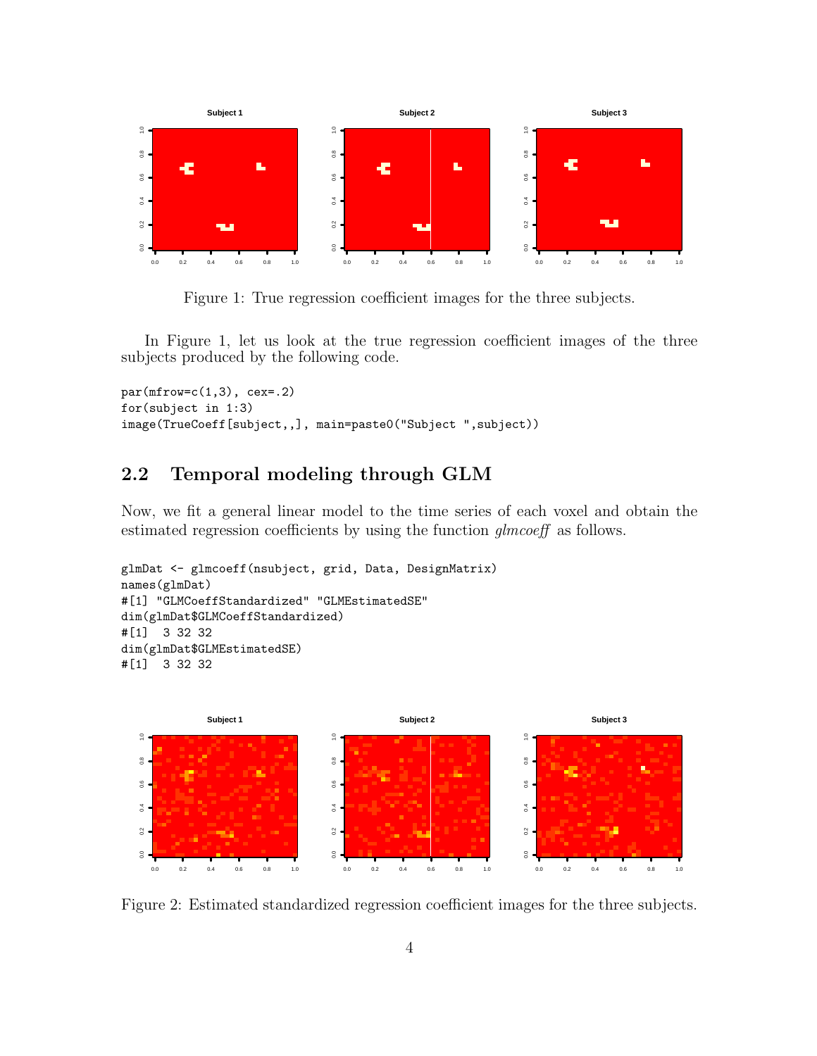Figure 1: True regression coefficient images for the three subjects.

In Figure 1, let us look at the true regression coefficient images of the three subjects produced by the following code.

```
par(mfrow=c(1,3), cex=.2)
for(subject in 1:3)
image(TrueCoeff[subject,,], main=paste0("Subject ",subject))
```

## 2.2 Temporal modeling through GLM

Now, we fit a general linear model to the time series of each voxel and obtain the estimated regression coefficients by using the function *glmcoeff* as follows.

```
glmDat <- glmcoeff(nsubject, grid, Data, DesignMatrix)
names(glmDat)
#[1] "GLMCoeffStandardized" "GLMEstimatedSE"
dim(glmDat$GLMCoeffStandardized)
#[1]  3 32 32
dim(glmDat$GLMEstimatedSE)
#[1]  3 32 32
```

Figure 2: Estimated standardized regression coefficient images for the three subjects.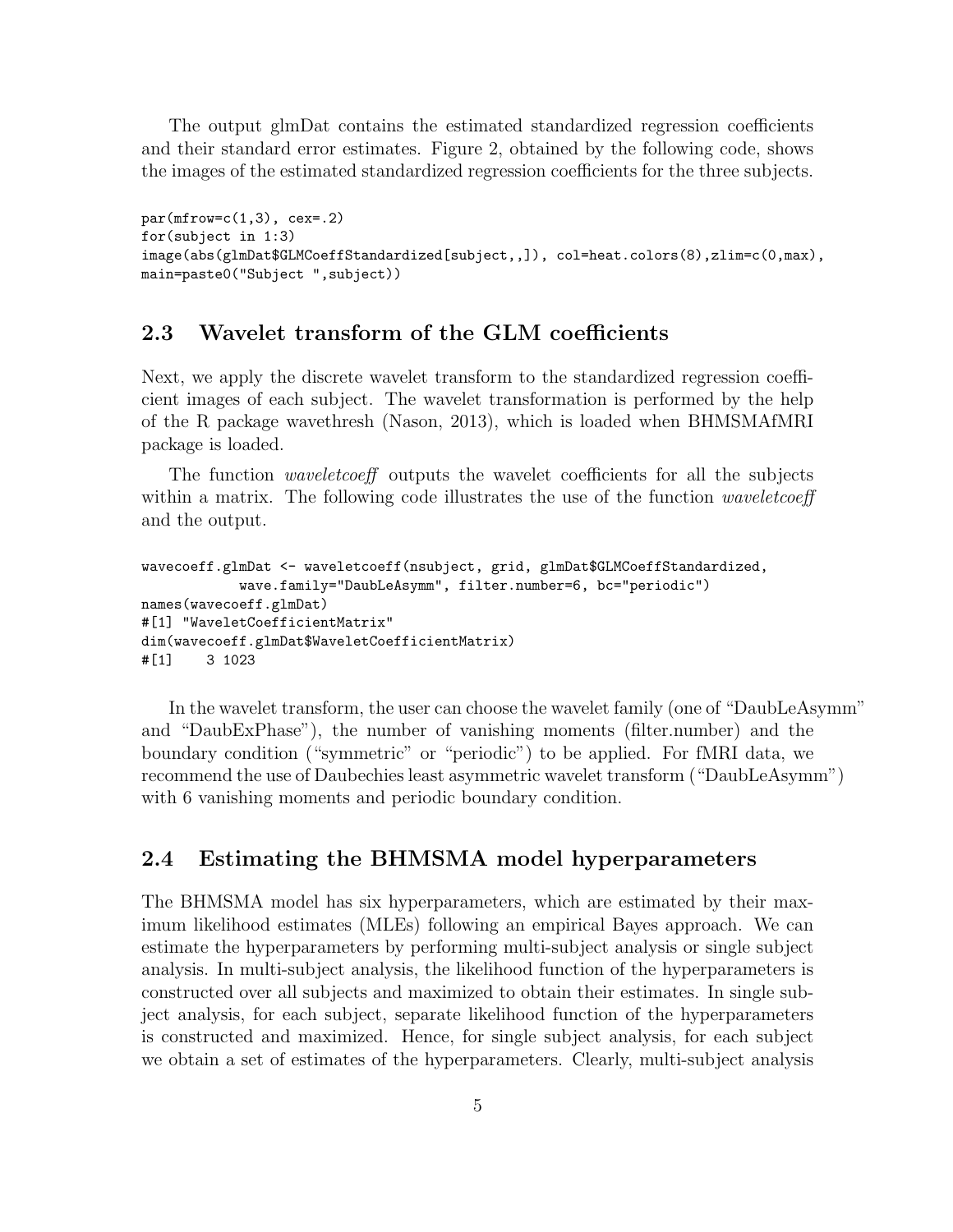The output glmDat contains the estimated standardized regression coefficients and their standard error estimates. Figure 2, obtained by the following code, shows the images of the estimated standardized regression coefficients for the three subjects.

```
par(mfrow=c(1,3), cex=.2)
for(subject in 1:3)
image(abs(glmDat$GLMCoeffStandardized[subject,,]), col=heat.colors(8),zlim=c(0,max),
main=paste0("Subject ",subject))
```

## 2.3 Wavelet transform of the GLM coefficients

Next, we apply the discrete wavelet transform to the standardized regression coefficient images of each subject. The wavelet transformation is performed by the help of the R package wavethresh (Nason, 2013), which is loaded when BHMSMAfMRI package is loaded.

The function *waveletcoeff* outputs the wavelet coefficients for all the subjects within a matrix. The following code illustrates the use of the function *waveletcoeff* and the output.

```
wavecoeff.glmDat <- waveletcoeff(nsubject, grid, glmDat$GLMCoeffStandardized,
           wave.family="DaubLeAsymm", filter.number=6, bc="periodic")
names(wavecoeff.glmDat)
#[1] "WaveletCoefficientMatrix"
dim(wavecoeff.glmDat$WaveletCoefficientMatrix)
#[1]    3 1023
```

In the wavelet transform, the user can choose the wavelet family (one of "DaubLeAsymm" and "DaubExPhase"), the number of vanishing moments (filter.number) and the boundary condition ("symmetric" or "periodic") to be applied. For fMRI data, we recommend the use of Daubechies least asymmetric wavelet transform ("DaubLeAsymm") with 6 vanishing moments and periodic boundary condition.

## 2.4 Estimating the BHMSMA model hyperparameters

The BHMSMA model has six hyperparameters, which are estimated by their maximum likelihood estimates (MLEs) following an empirical Bayes approach. We can estimate the hyperparameters by performing multi-subject analysis or single subject analysis. In multi-subject analysis, the likelihood function of the hyperparameters is constructed over all subjects and maximized to obtain their estimates. In single subject analysis, for each subject, separate likelihood function of the hyperparameters is constructed and maximized. Hence, for single subject analysis, for each subject we obtain a set of estimates of the hyperparameters. Clearly, multi-subject analysis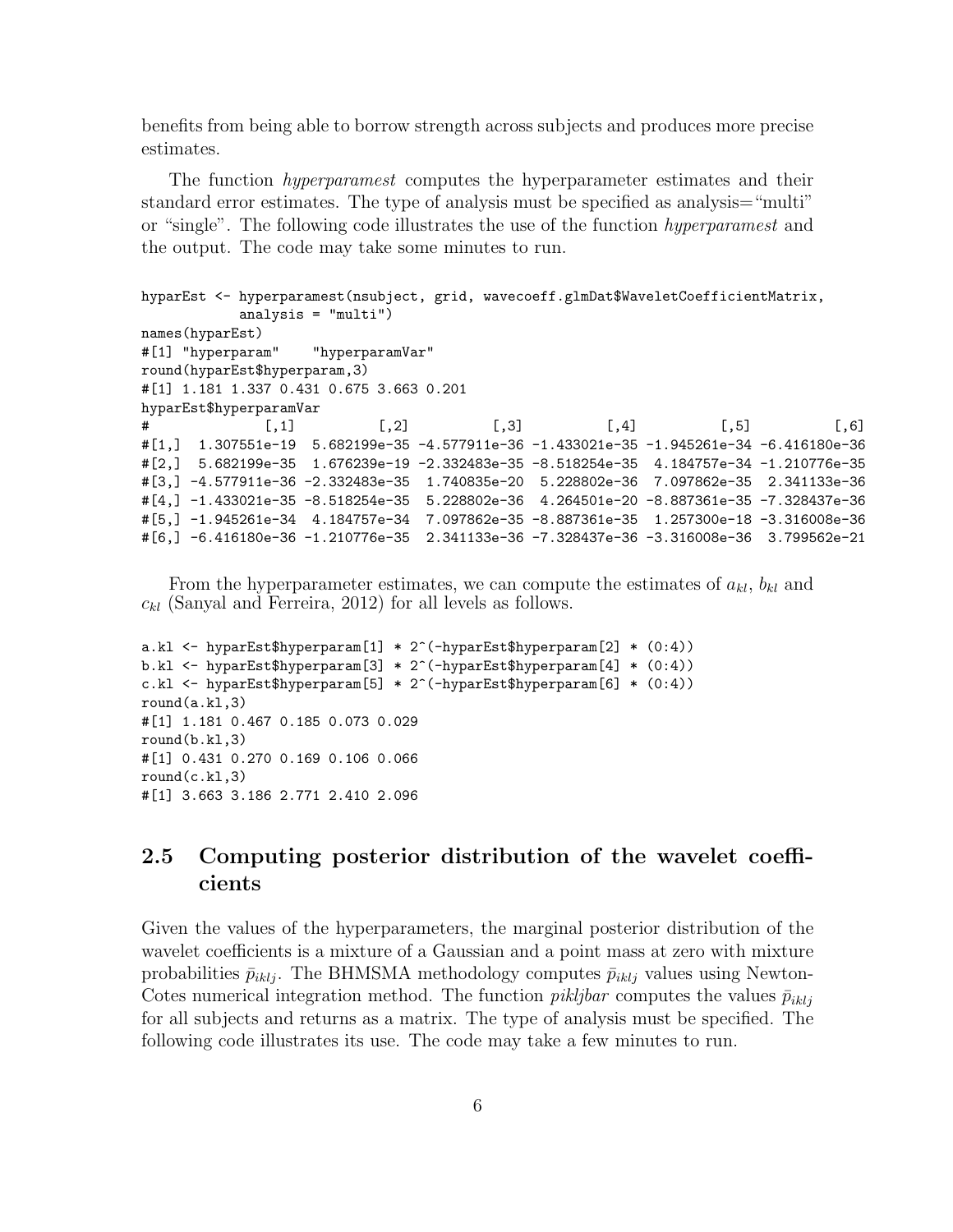benefits from being able to borrow strength across subjects and produces more precise estimates.

The function *hyperparamest* computes the hyperparameter estimates and their standard error estimates. The type of analysis must be specified as analysis="multi" or "single". The following code illustrates the use of the function *hyperparamest* and the output. The code may take some minutes to run.

```
hyparEst <- hyperparamest(nsubject, grid, wavecoeff.glmDat$WaveletCoefficientMatrix,
            analysis = "multi")
names(hyparEst)
#[1] "hyperparam"    "hyperparamVar"
round(hyparEst$hyperparam,3)
#[1] 1.181 1.337 0.431 0.675 3.663 0.201
hyparEst$hyperparamVar
#              [,1]          [,2]          [,3]          [,4]          [,5]          [,6]
#[1,]  1.307551e-19  5.682199e-35 -4.577911e-36 -1.433021e-35 -1.945261e-34 -6.416180e-36
#[2,]  5.682199e-35  1.676239e-19 -2.332483e-35 -8.518254e-35  4.184757e-34 -1.210776e-35
#[3,] -4.577911e-36 -2.332483e-35  1.740835e-20  5.228802e-36  7.097862e-35  2.341133e-36
#[4,] -1.433021e-35 -8.518254e-35  5.228802e-36  4.264501e-20 -8.887361e-35 -7.328437e-36
#[5,] -1.945261e-34  4.184757e-34  7.097862e-35 -8.887361e-35  1.257300e-18 -3.316008e-36
#[6,] -6.416180e-36 -1.210776e-35  2.341133e-36 -7.328437e-36 -3.316008e-36  3.799562e-21
```

From the hyperparameter estimates, we can compute the estimates of $a_{kl}$, $b_{kl}$ and $c_{kl}$ (Sanyal and Ferreira, 2012) for all levels as follows.

```
a.kl <- hyparEst$hyperparam[1] * 2^(-hyparEst$hyperparam[2] * (0:4))
b.kl <- hyparEst$hyperparam[3] * 2^(-hyparEst$hyperparam[4] * (0:4))
c.kl <- hyparEst$hyperparam[5] * 2^(-hyparEst$hyperparam[6] * (0:4))
round(a.kl,3)
#[1] 1.181 0.467 0.185 0.073 0.029
round(b.kl,3)
#[1] 0.431 0.270 0.169 0.106 0.066
round(c.kl,3)
#[1] 3.663 3.186 2.771 2.410 2.096
```

## 2.5 Computing posterior distribution of the wavelet coefficients

Given the values of the hyperparameters, the marginal posterior distribution of the wavelet coefficients is a mixture of a Gaussian and a point mass at zero with mixture probabilities $\bar{p}_{iklj}$. The BHMSMA methodology computes $\bar{p}_{iklj}$ values using Newton-Cotes numerical integration method. The function *pikljbar* computes the values $\bar{p}_{iklj}$ for all subjects and returns as a matrix. The type of analysis must be specified. The following code illustrates its use. The code may take a few minutes to run.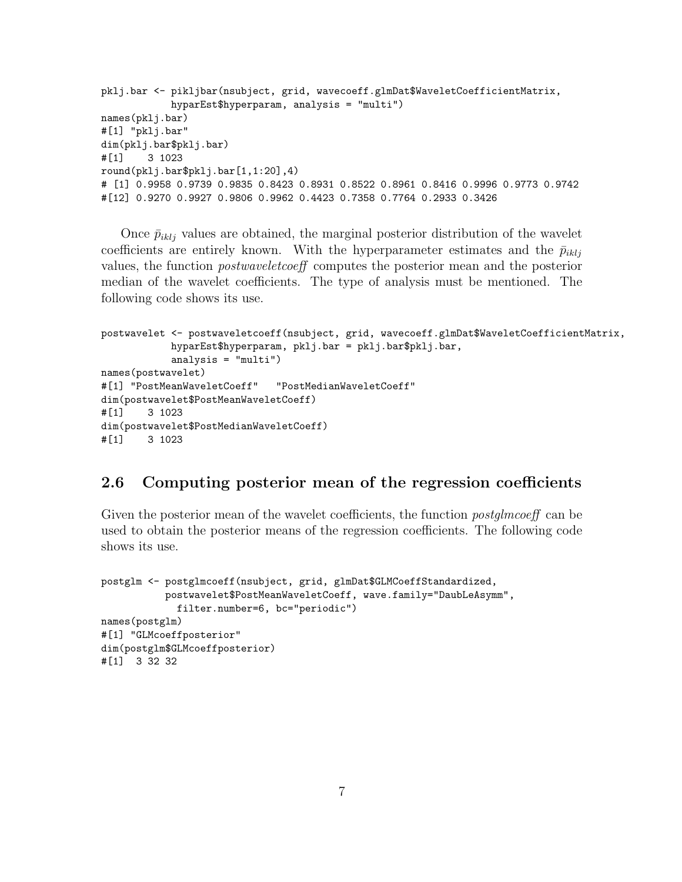```
pklj.bar <- pikljbar(nsubject, grid, wavecoeff.glmDat$WaveletCoefficientMatrix,
           hyparEst$hyperparam, analysis = "multi")
names(pklj.bar)
#[1] "pklj.bar"
dim(pklj.bar$pklj.bar)
#[1]    3 1023
round(pklj.bar$pklj.bar[1,1:20],4)
# [1] 0.9958 0.9739 0.9835 0.8423 0.8931 0.8522 0.8961 0.8416 0.9996 0.9773 0.9742
#[12] 0.9270 0.9927 0.9806 0.9962 0.4423 0.7358 0.7764 0.2933 0.3426
```

Once $\bar{p}_{iklj}$ values are obtained, the marginal posterior distribution of the wavelet coefficients are entirely known. With the hyperparameter estimates and the $\bar{p}_{iklj}$ values, the function *postwaveletcoeff* computes the posterior mean and the posterior median of the wavelet coefficients. The type of analysis must be mentioned. The following code shows its use.

```
postwavelet <- postwaveletcoeff(nsubject, grid, wavecoeff.glmDat$WaveletCoefficientMatrix,
           hyparEst$hyperparam, pklj.bar = pklj.bar$pklj.bar,
           analysis = "multi")
names(postwavelet)
#[1] "PostMeanWaveletCoeff"   "PostMedianWaveletCoeff"
dim(postwavelet$PostMeanWaveletCoeff)
#[1]    3 1023
dim(postwavelet$PostMedianWaveletCoeff)
#[1]    3 1023
```

## 2.6 Computing posterior mean of the regression coefficients

Given the posterior mean of the wavelet coefficients, the function *postglmcoeff* can be used to obtain the posterior means of the regression coefficients. The following code shows its use.

```
postglm <- postglmcoeff(nsubject, grid, glmDat$GLMCoeffStandardized,
          postwavelet$PostMeanWaveletCoeff, wave.family="DaubLeAsymm",
            filter.number=6, bc="periodic")
names(postglm)
#[1] "GLMcoeffposterior"
dim(postglm$GLMcoeffposterior)
#[1]  3 32 32
```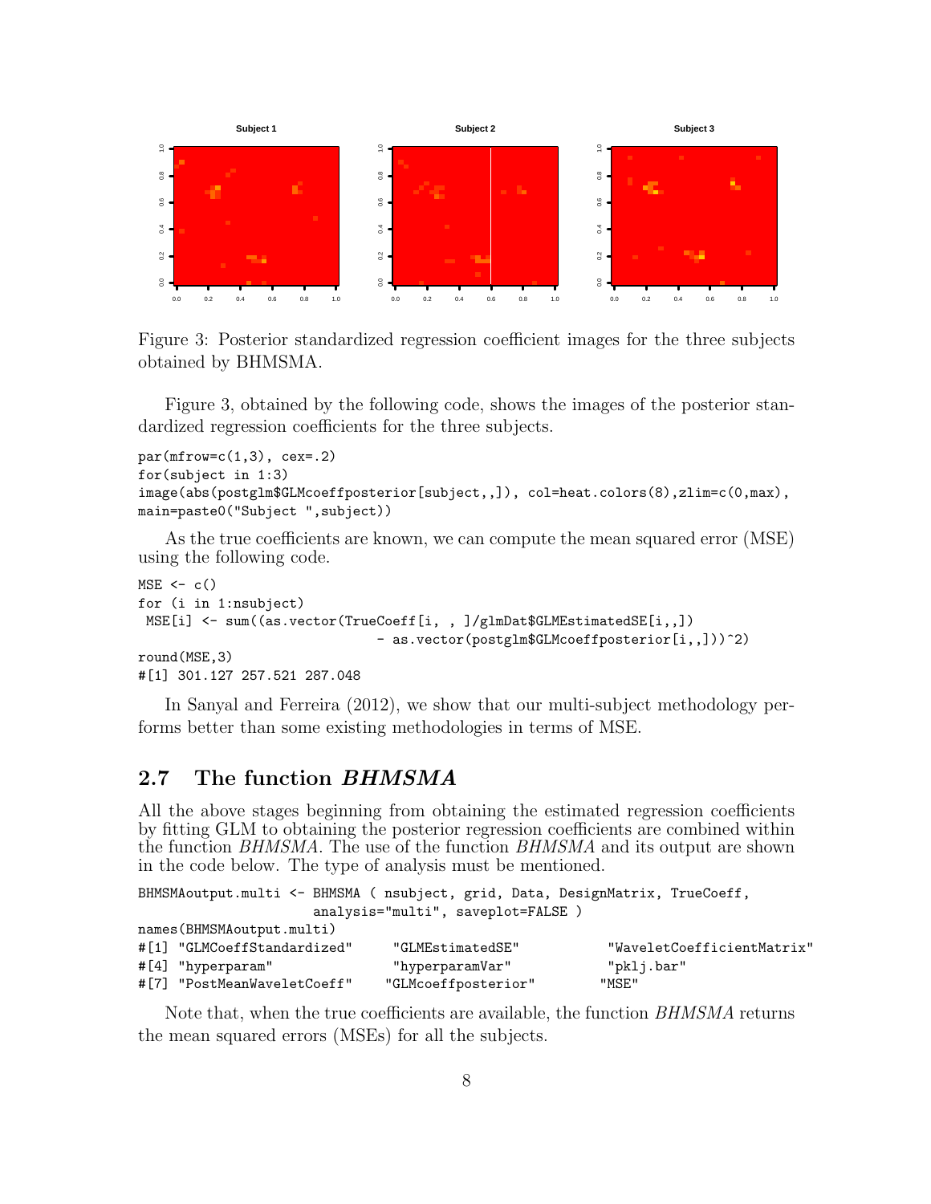Figure 3: Posterior standardized regression coefficient images for the three subjects obtained by BHMSMA.

Figure 3, obtained by the following code, shows the images of the posterior standardized regression coefficients for the three subjects.

```
par(mfrow=c(1,3), cex=.2)
for(subject in 1:3)
image(abs(postglm$GLMcoeffposterior[subject,,]), col=heat.colors(8),zlim=c(0,max),
main=paste0("Subject ",subject))
```

As the true coefficients are known, we can compute the mean squared error (MSE) using the following code.

```
MSE <- c()
for (i in 1:nsubject)
 MSE[i] <- sum((as.vector(TrueCoeff[i, , ]/glmDat$GLMEstimatedSE[i,,])
                                - as.vector(postglm$GLMcoeffposterior[i,,]))^2)
round(MSE,3)
#[1] 301.127 257.521 287.048
```

In Sanyal and Ferreira (2012), we show that our multi-subject methodology performs better than some existing methodologies in terms of MSE.

## 2.7 The function *BHMSMA*

All the above stages beginning from obtaining the estimated regression coefficients by fitting GLM to obtaining the posterior regression coefficients are combined within the function *BHMSMA*. The use of the function *BHMSMA* and its output are shown in the code below. The type of analysis must be mentioned.

```
BHMSMAoutput.multi <- BHMSMA ( nsubject, grid, Data, DesignMatrix, TrueCoeff,
                     analysis="multi", saveplot=FALSE )
names(BHMSMAoutput.multi)
#[1] "GLMCoeffStandardized"     "GLMEstimatedSE"           "WaveletCoefficientMatrix"
#[4] "hyperparam"               "hyperparamVar"            "pklj.bar"
#[7] "PostMeanWaveletCoeff"    "GLMcoeffposterior"        "MSE"
```

Note that, when the true coefficients are available, the function *BHMSMA* returns the mean squared errors (MSEs) for all the subjects.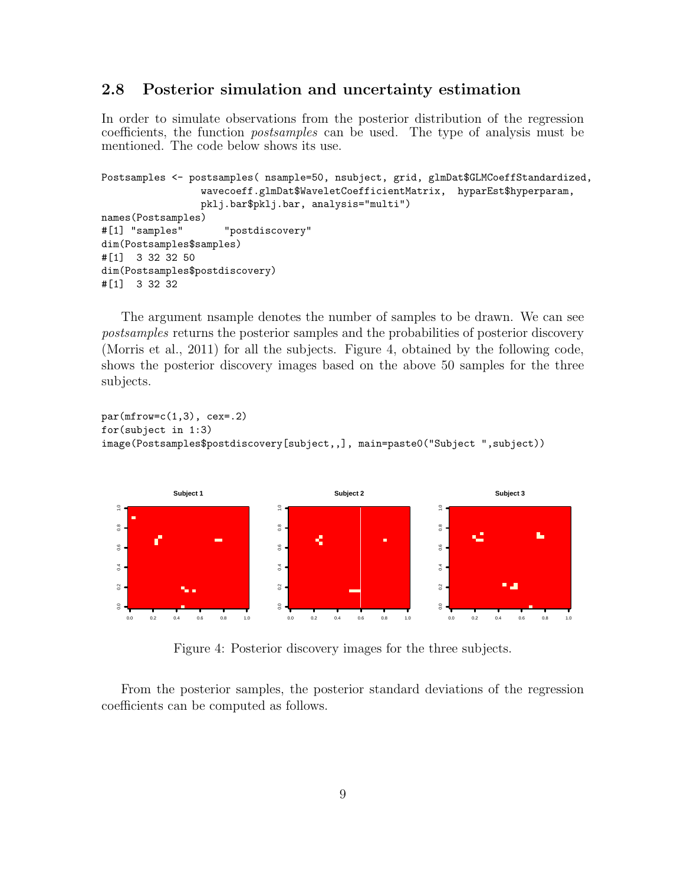## 2.8 Posterior simulation and uncertainty estimation

In order to simulate observations from the posterior distribution of the regression coefficients, the function *postsamples* can be used. The type of analysis must be mentioned. The code below shows its use.

```
Postsamples <- postsamples( nsample=50, nsubject, grid, glmDat$GLMCoeffStandardized,
                wavecoeff.glmDat$WaveletCoefficientMatrix,  hyparEst$hyperparam,
                pklj.bar$pklj.bar, analysis="multi")
names(Postsamples)
#[1] "samples"       "postdiscovery"
dim(Postsamples$samples)
#[1]  3 32 32 50
dim(Postsamples$postdiscovery)
#[1]  3 32 32
```

The argument nsample denotes the number of samples to be drawn. We can see *postsamples* returns the posterior samples and the probabilities of posterior discovery (Morris et al., 2011) for all the subjects. Figure 4, obtained by the following code, shows the posterior discovery images based on the above 50 samples for the three subjects.

```
par(mfrow=c(1,3), cex=.2)
for(subject in 1:3)
image(Postsamples$postdiscovery[subject,,], main=paste0("Subject ",subject))
```

Figure 4: Posterior discovery images for the three subjects.

From the posterior samples, the posterior standard deviations of the regression coefficients can be computed as follows.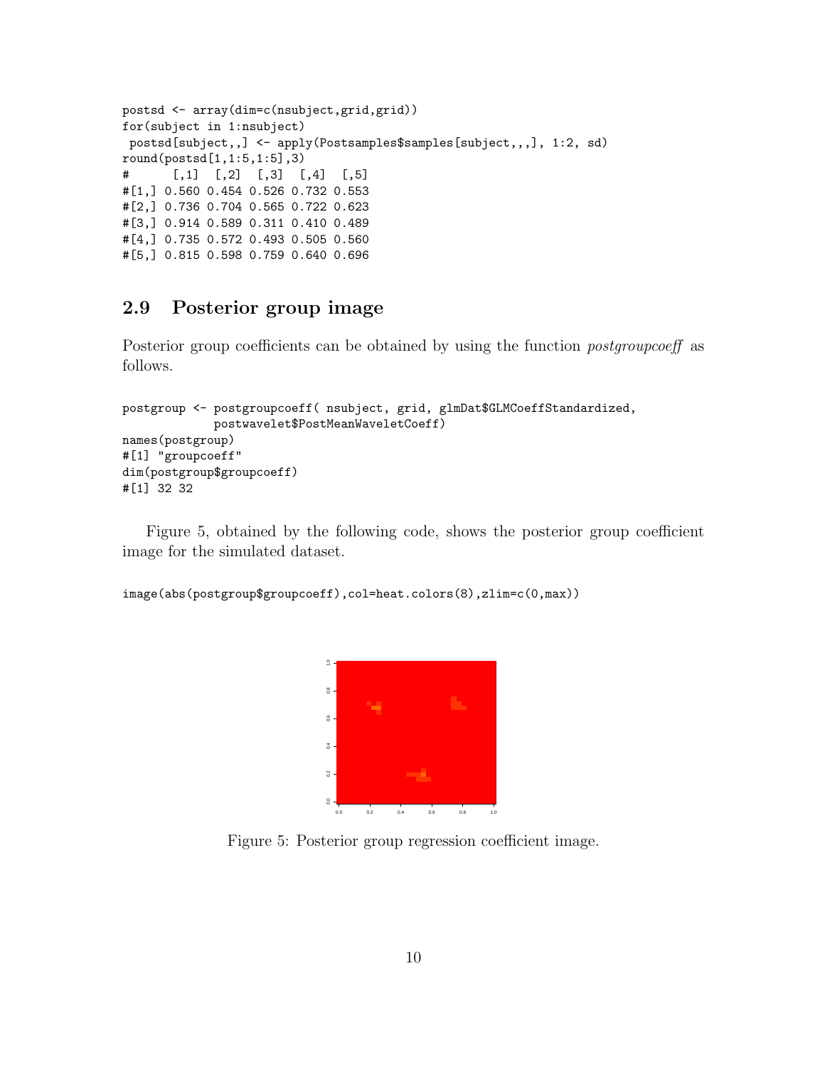```
postsd <- array(dim=c(nsubject,grid,grid))
for(subject in 1:nsubject)
 postsd[subject,,] <- apply(Postsamples$samples[subject,,,], 1:2, sd)
round(postsd[1,1:5,1:5],3)
#      [,1]  [,2]  [,3]  [,4]  [,5]
#[1,] 0.560 0.454 0.526 0.732 0.553
#[2,] 0.736 0.704 0.565 0.722 0.623
#[3,] 0.914 0.589 0.311 0.410 0.489
#[4,] 0.735 0.572 0.493 0.505 0.560
#[5,] 0.815 0.598 0.759 0.640 0.696
```

## 2.9 Posterior group image

Posterior group coefficients can be obtained by using the function *postgroupcoeff* as follows.

```
postgroup <- postgroupcoeff( nsubject, grid, glmDat$GLMCoeffStandardized,
             postwavelet$PostMeanWaveletCoeff)
names(postgroup)
#[1] "groupcoeff"
dim(postgroup$groupcoeff)
#[1] 32 32
```

Figure 5, obtained by the following code, shows the posterior group coefficient image for the simulated dataset.

```
image(abs(postgroup$groupcoeff),col=heat.colors(8),zlim=c(0,max))
```

Figure 5: Posterior group regression coefficient image.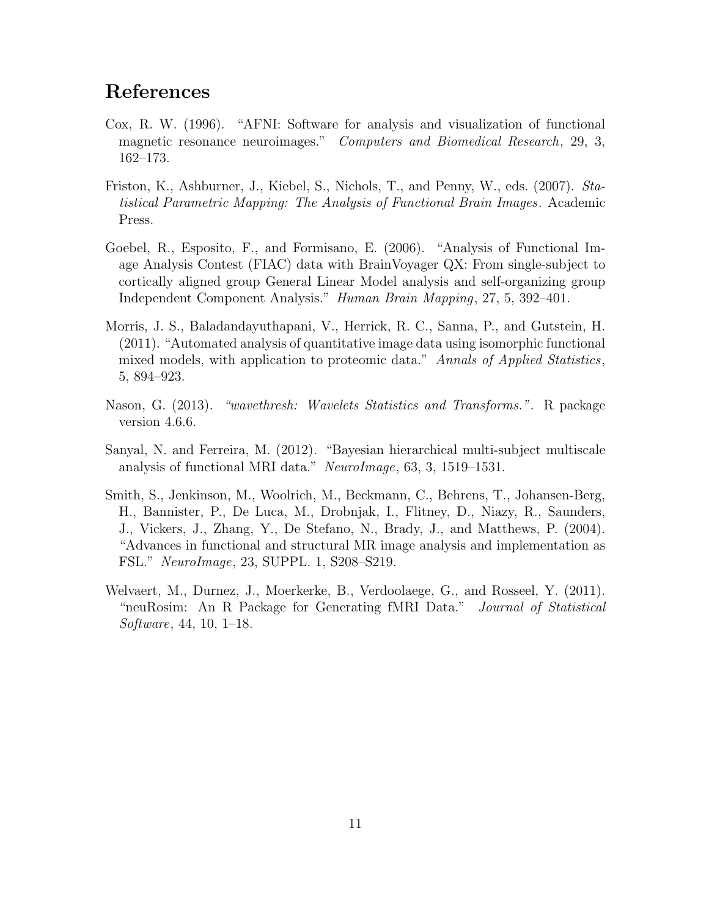## References

Cox, R. W. (1996). "AFNI: Software for analysis and visualization of functional magnetic resonance neuroimages." *Computers and Biomedical Research*, 29, 3, 162–173.

Friston, K., Ashburner, J., Kiebel, S., Nichols, T., and Penny, W., eds. (2007). *Statistical Parametric Mapping: The Analysis of Functional Brain Images*. Academic Press.

Goebel, R., Esposito, F., and Formisano, E. (2006). "Analysis of Functional Image Analysis Contest (FIAC) data with BrainVoyager QX: From single-subject to cortically aligned group General Linear Model analysis and self-organizing group Independent Component Analysis." *Human Brain Mapping*, 27, 5, 392–401.

Morris, J. S., Baladandayuthapani, V., Herrick, R. C., Sanna, P., and Gutstein, H. (2011). "Automated analysis of quantitative image data using isomorphic functional mixed models, with application to proteomic data." *Annals of Applied Statistics*, 5, 894–923.

Nason, G. (2013). *"wavethresh: Wavelets Statistics and Transforms."*. R package version 4.6.6.

Sanyal, N. and Ferreira, M. (2012). "Bayesian hierarchical multi-subject multiscale analysis of functional MRI data." *NeuroImage*, 63, 3, 1519–1531.

Smith, S., Jenkinson, M., Woolrich, M., Beckmann, C., Behrens, T., Johansen-Berg, H., Bannister, P., De Luca, M., Drobnjak, I., Flitney, D., Niazy, R., Saunders, J., Vickers, J., Zhang, Y., De Stefano, N., Brady, J., and Matthews, P. (2004). "Advances in functional and structural MR image analysis and implementation as FSL." *NeuroImage*, 23, SUPPL. 1, S208–S219.

Welvaert, M., Durnez, J., Moerkerke, B., Verdoolaege, G., and Rosseel, Y. (2011). "neuRosim: An R Package for Generating fMRI Data." *Journal of Statistical Software*, 44, 10, 1–18.